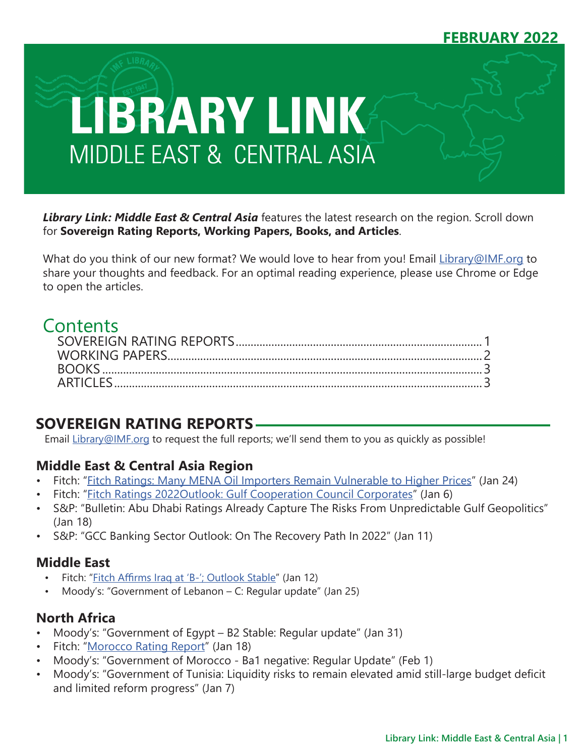FEBRUARY 2022

# LIBRARY LINK

## MIDDLE EAST & CENTRAL ASIA

***Library Link: Middle East & Central Asia*** features the latest research on the region. Scroll down for **Sovereign Rating Reports, Working Papers, Books, and Articles**.

What do you think of our new format? We would love to hear from you! Email [Library@IMF.org](mailto:Library@IMF.org) to share your thoughts and feedback. For an optimal reading experience, please use Chrome or Edge to open the articles.

## Contents

- SOVEREIGN RATING REPORTS ........ 1
- WORKING PAPERS ........ 2
- BOOKS ........ 3
- ARTICLES ........ 3

## SOVEREIGN RATING REPORTS

Email [Library@IMF.org](mailto:Library@IMF.org) to request the full reports; we'll send them to you as quickly as possible!

### Middle East & Central Asia Region

- Fitch: "Fitch Ratings: Many MENA Oil Importers Remain Vulnerable to Higher Prices" (Jan 24)
- Fitch: "Fitch Ratings 2022Outlook: Gulf Cooperation Council Corporates" (Jan 6)
- S&P: "Bulletin: Abu Dhabi Ratings Already Capture The Risks From Unpredictable Gulf Geopolitics" (Jan 18)
- S&P: "GCC Banking Sector Outlook: On The Recovery Path In 2022" (Jan 11)

### Middle East

- Fitch: "Fitch Affirms Iraq at 'B-'; Outlook Stable" (Jan 12)
- Moody's: "Government of Lebanon – C: Regular update" (Jan 25)

### North Africa

- Moody's: "Government of Egypt – B2 Stable: Regular update" (Jan 31)
- Fitch: "Morocco Rating Report" (Jan 18)
- Moody's: "Government of Morocco - Ba1 negative: Regular Update" (Feb 1)
- Moody's: "Government of Tunisia: Liquidity risks to remain elevated amid still-large budget deficit and limited reform progress" (Jan 7)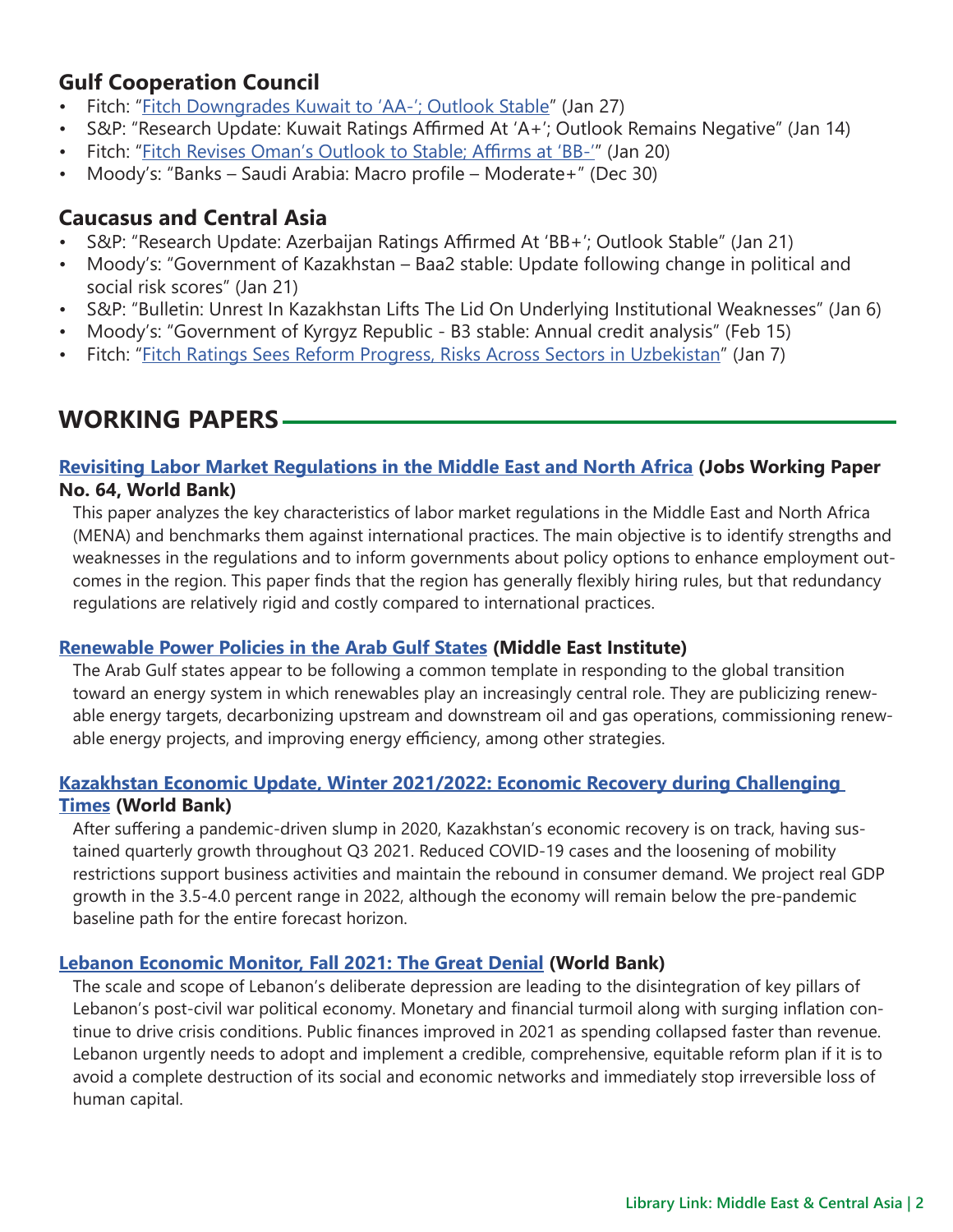## Gulf Cooperation Council

- Fitch: "Fitch Downgrades Kuwait to 'AA-'; Outlook Stable" (Jan 27)
- S&P: "Research Update: Kuwait Ratings Affirmed At 'A+'; Outlook Remains Negative" (Jan 14)
- Fitch: "Fitch Revises Oman's Outlook to Stable; Affirms at 'BB-'" (Jan 20)
- Moody's: "Banks – Saudi Arabia: Macro profile – Moderate+" (Dec 30)

## Caucasus and Central Asia

- S&P: "Research Update: Azerbaijan Ratings Affirmed At 'BB+'; Outlook Stable" (Jan 21)
- Moody's: "Government of Kazakhstan – Baa2 stable: Update following change in political and social risk scores" (Jan 21)
- S&P: "Bulletin: Unrest In Kazakhstan Lifts The Lid On Underlying Institutional Weaknesses" (Jan 6)
- Moody's: "Government of Kyrgyz Republic - B3 stable: Annual credit analysis" (Feb 15)
- Fitch: "Fitch Ratings Sees Reform Progress, Risks Across Sectors in Uzbekistan" (Jan 7)

# WORKING PAPERS

### Revisiting Labor Market Regulations in the Middle East and North Africa (Jobs Working Paper No. 64, World Bank)

This paper analyzes the key characteristics of labor market regulations in the Middle East and North Africa (MENA) and benchmarks them against international practices. The main objective is to identify strengths and weaknesses in the regulations and to inform governments about policy options to enhance employment outcomes in the region. This paper finds that the region has generally flexibly hiring rules, but that redundancy regulations are relatively rigid and costly compared to international practices.

### Renewable Power Policies in the Arab Gulf States (Middle East Institute)

The Arab Gulf states appear to be following a common template in responding to the global transition toward an energy system in which renewables play an increasingly central role. They are publicizing renewable energy targets, decarbonizing upstream and downstream oil and gas operations, commissioning renewable energy projects, and improving energy efficiency, among other strategies.

### Kazakhstan Economic Update, Winter 2021/2022: Economic Recovery during Challenging Times (World Bank)

After suffering a pandemic-driven slump in 2020, Kazakhstan's economic recovery is on track, having sustained quarterly growth throughout Q3 2021. Reduced COVID-19 cases and the loosening of mobility restrictions support business activities and maintain the rebound in consumer demand. We project real GDP growth in the 3.5-4.0 percent range in 2022, although the economy will remain below the pre-pandemic baseline path for the entire forecast horizon.

### Lebanon Economic Monitor, Fall 2021: The Great Denial (World Bank)

The scale and scope of Lebanon's deliberate depression are leading to the disintegration of key pillars of Lebanon's post-civil war political economy. Monetary and financial turmoil along with surging inflation continue to drive crisis conditions. Public finances improved in 2021 as spending collapsed faster than revenue. Lebanon urgently needs to adopt and implement a credible, comprehensive, equitable reform plan if it is to avoid a complete destruction of its social and economic networks and immediately stop irreversible loss of human capital.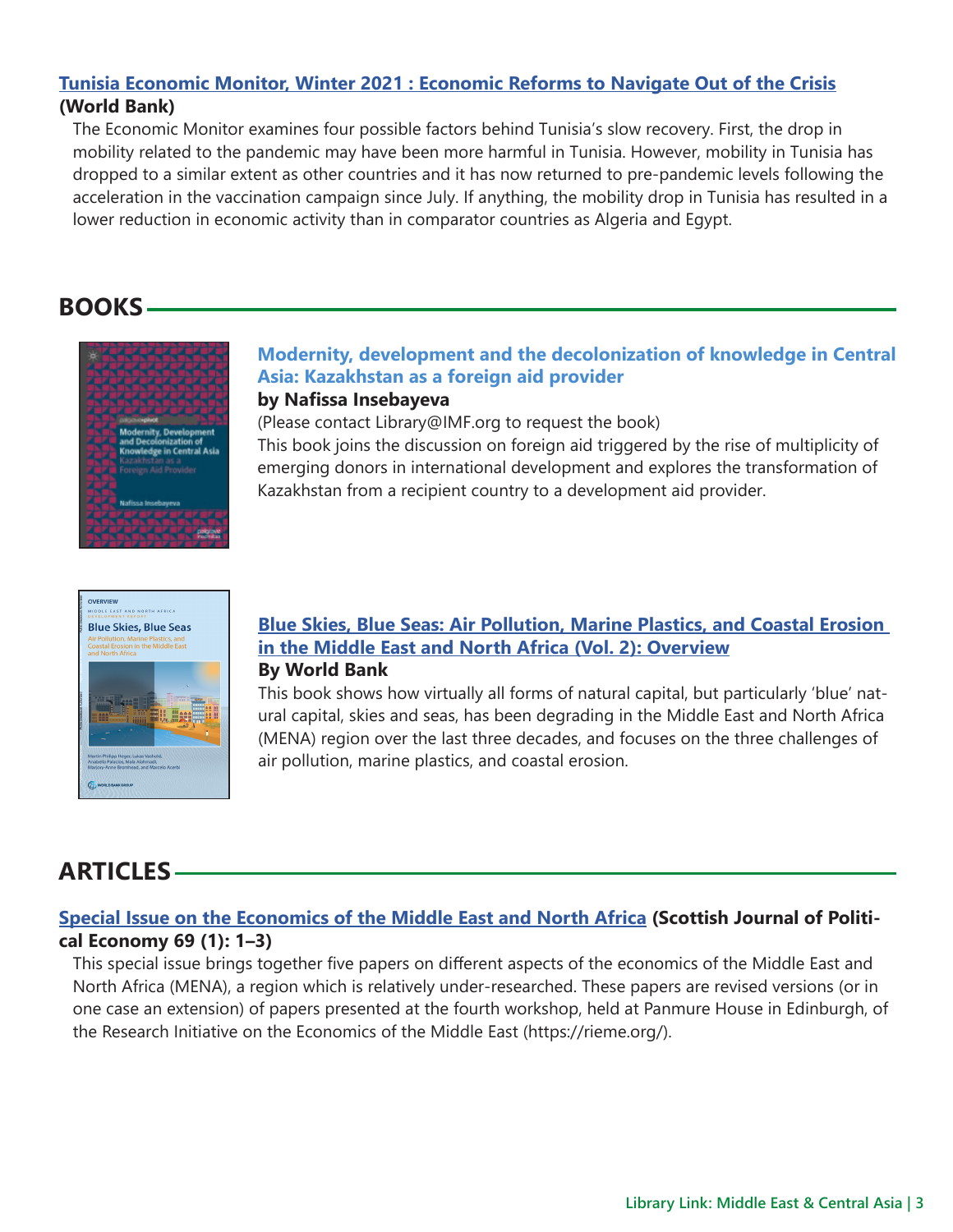**Tunisia Economic Monitor, Winter 2021 : Economic Reforms to Navigate Out of the Crisis**
**(World Bank)**

The Economic Monitor examines four possible factors behind Tunisia's slow recovery. First, the drop in mobility related to the pandemic may have been more harmful in Tunisia. However, mobility in Tunisia has dropped to a similar extent as other countries and it has now returned to pre-pandemic levels following the acceleration in the vaccination campaign since July. If anything, the mobility drop in Tunisia has resulted in a lower reduction in economic activity than in comparator countries as Algeria and Egypt.

## BOOKS

### Modernity, development and the decolonization of knowledge in Central Asia: Kazakhstan as a foreign aid provider

**by Nafissa Insebayeva**

(Please contact Library@IMF.org to request the book)

This book joins the discussion on foreign aid triggered by the rise of multiplicity of emerging donors in international development and explores the transformation of Kazakhstan from a recipient country to a development aid provider.

### Blue Skies, Blue Seas: Air Pollution, Marine Plastics, and Coastal Erosion in the Middle East and North Africa (Vol. 2): Overview

**By World Bank**

This book shows how virtually all forms of natural capital, but particularly 'blue' natural capital, skies and seas, has been degrading in the Middle East and North Africa (MENA) region over the last three decades, and focuses on the three challenges of air pollution, marine plastics, and coastal erosion.

## ARTICLES

**Special Issue on the Economics of the Middle East and North Africa (Scottish Journal of Political Economy 69 (1): 1–3)**

This special issue brings together five papers on different aspects of the economics of the Middle East and North Africa (MENA), a region which is relatively under-researched. These papers are revised versions (or in one case an extension) of papers presented at the fourth workshop, held at Panmure House in Edinburgh, of the Research Initiative on the Economics of the Middle East (https://rieme.org/).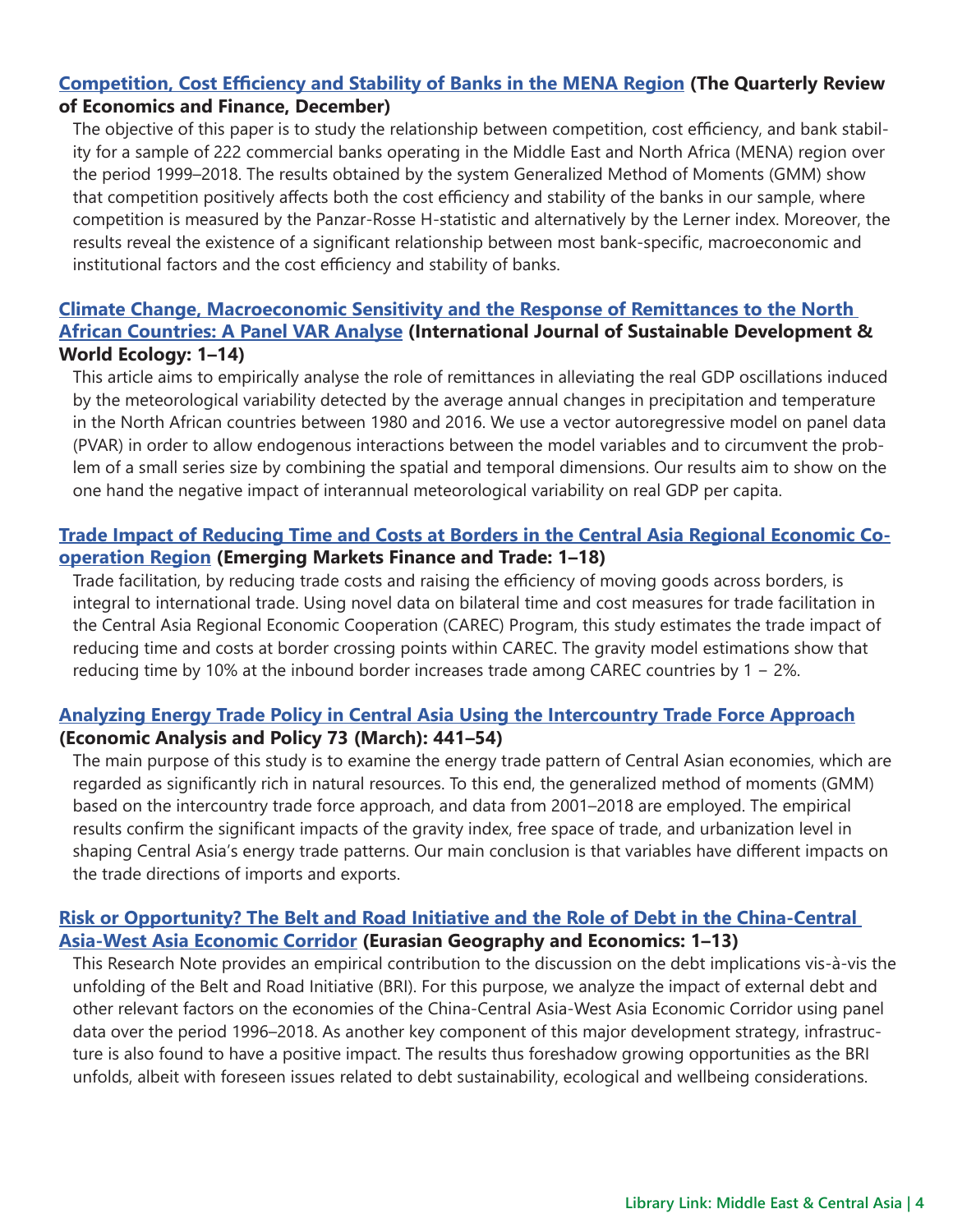**Competition, Cost Efficiency and Stability of Banks in the MENA Region (The Quarterly Review of Economics and Finance, December)**

The objective of this paper is to study the relationship between competition, cost efficiency, and bank stability for a sample of 222 commercial banks operating in the Middle East and North Africa (MENA) region over the period 1999–2018. The results obtained by the system Generalized Method of Moments (GMM) show that competition positively affects both the cost efficiency and stability of the banks in our sample, where competition is measured by the Panzar-Rosse H-statistic and alternatively by the Lerner index. Moreover, the results reveal the existence of a significant relationship between most bank-specific, macroeconomic and institutional factors and the cost efficiency and stability of banks.

**Climate Change, Macroeconomic Sensitivity and the Response of Remittances to the North African Countries: A Panel VAR Analyse (International Journal of Sustainable Development & World Ecology: 1–14)**

This article aims to empirically analyse the role of remittances in alleviating the real GDP oscillations induced by the meteorological variability detected by the average annual changes in precipitation and temperature in the North African countries between 1980 and 2016. We use a vector autoregressive model on panel data (PVAR) in order to allow endogenous interactions between the model variables and to circumvent the problem of a small series size by combining the spatial and temporal dimensions. Our results aim to show on the one hand the negative impact of interannual meteorological variability on real GDP per capita.

**Trade Impact of Reducing Time and Costs at Borders in the Central Asia Regional Economic Cooperation Region (Emerging Markets Finance and Trade: 1–18)**

Trade facilitation, by reducing trade costs and raising the efficiency of moving goods across borders, is integral to international trade. Using novel data on bilateral time and cost measures for trade facilitation in the Central Asia Regional Economic Cooperation (CAREC) Program, this study estimates the trade impact of reducing time and costs at border crossing points within CAREC. The gravity model estimations show that reducing time by 10% at the inbound border increases trade among CAREC countries by 1 – 2%.

**Analyzing Energy Trade Policy in Central Asia Using the Intercountry Trade Force Approach (Economic Analysis and Policy 73 (March): 441–54)**

The main purpose of this study is to examine the energy trade pattern of Central Asian economies, which are regarded as significantly rich in natural resources. To this end, the generalized method of moments (GMM) based on the intercountry trade force approach, and data from 2001–2018 are employed. The empirical results confirm the significant impacts of the gravity index, free space of trade, and urbanization level in shaping Central Asia's energy trade patterns. Our main conclusion is that variables have different impacts on the trade directions of imports and exports.

**Risk or Opportunity? The Belt and Road Initiative and the Role of Debt in the China-Central Asia-West Asia Economic Corridor (Eurasian Geography and Economics: 1–13)**

This Research Note provides an empirical contribution to the discussion on the debt implications vis-à-vis the unfolding of the Belt and Road Initiative (BRI). For this purpose, we analyze the impact of external debt and other relevant factors on the economies of the China-Central Asia-West Asia Economic Corridor using panel data over the period 1996–2018. As another key component of this major development strategy, infrastructure is also found to have a positive impact. The results thus foreshadow growing opportunities as the BRI unfolds, albeit with foreseen issues related to debt sustainability, ecological and wellbeing considerations.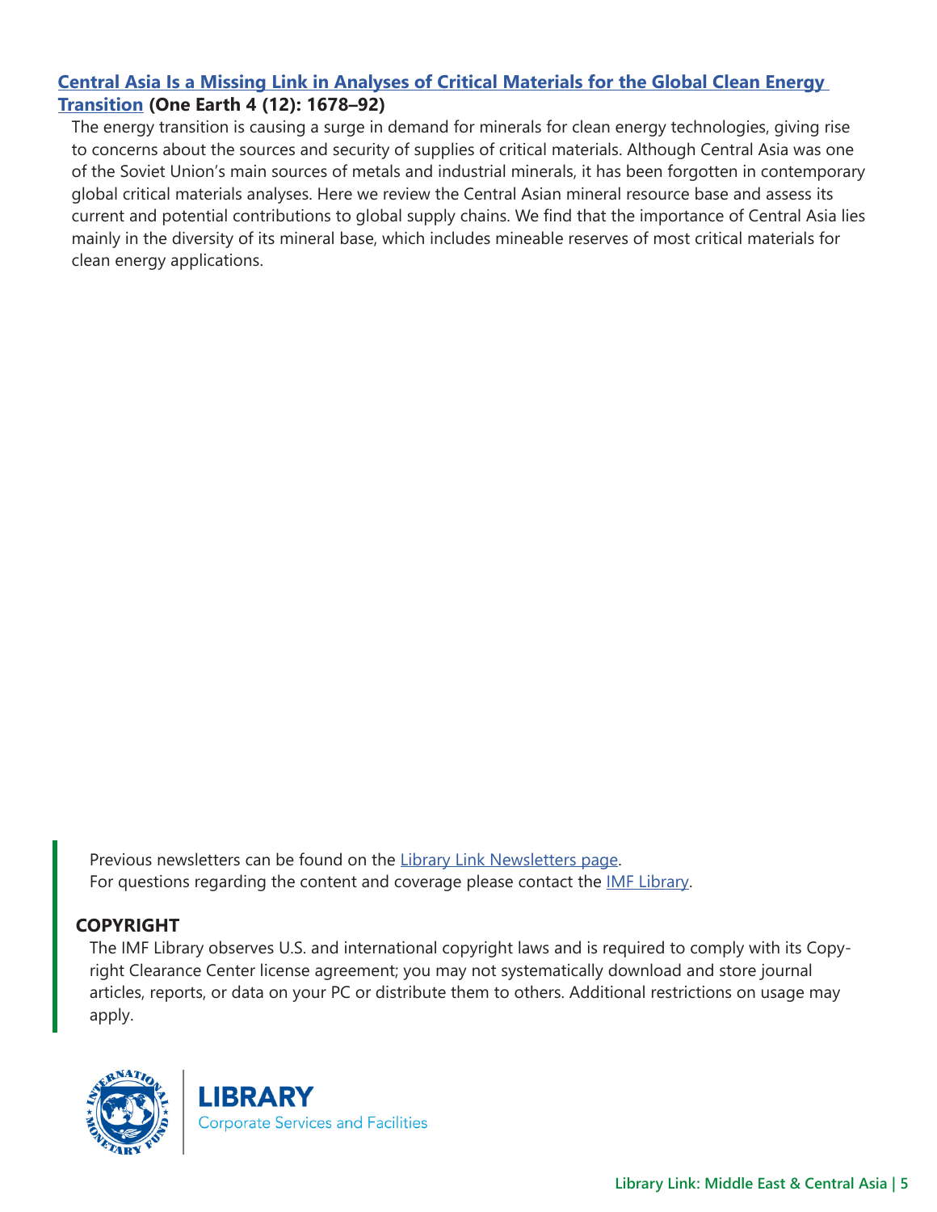**Central Asia Is a Missing Link in Analyses of Critical Materials for the Global Clean Energy Transition (One Earth 4 (12): 1678–92)**

The energy transition is causing a surge in demand for minerals for clean energy technologies, giving rise to concerns about the sources and security of supplies of critical materials. Although Central Asia was one of the Soviet Union's main sources of metals and industrial minerals, it has been forgotten in contemporary global critical materials analyses. Here we review the Central Asian mineral resource base and assess its current and potential contributions to global supply chains. We find that the importance of Central Asia lies mainly in the diversity of its mineral base, which includes mineable reserves of most critical materials for clean energy applications.

Previous newsletters can be found on the Library Link Newsletters page.
For questions regarding the content and coverage please contact the IMF Library.

**COPYRIGHT**

The IMF Library observes U.S. and international copyright laws and is required to comply with its Copyright Clearance Center license agreement; you may not systematically download and store journal articles, reports, or data on your PC or distribute them to others. Additional restrictions on usage may apply.

**LIBRARY**
Corporate Services and Facilities